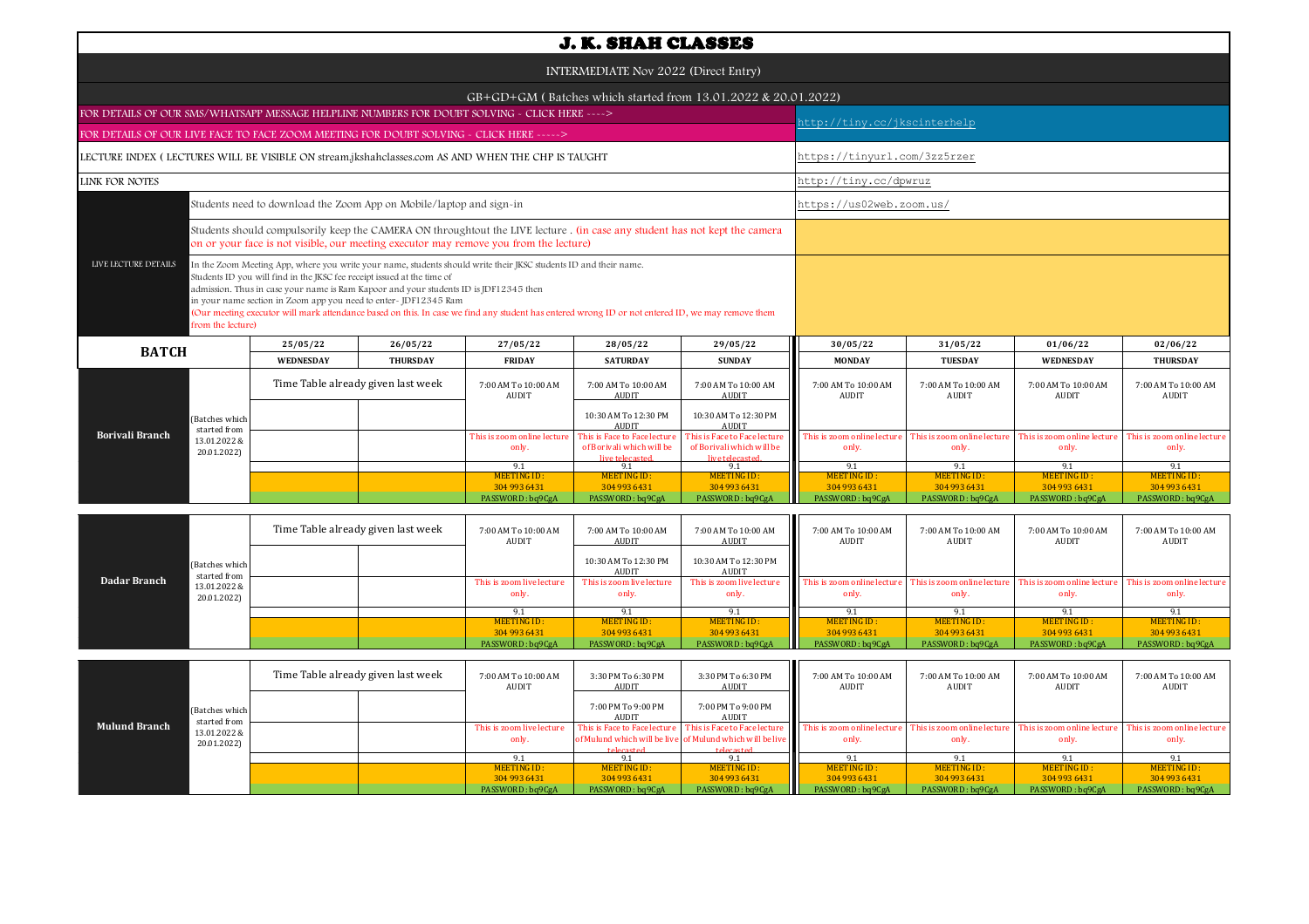# J. K. SHAH CLASSES

## INTERMEDIATE Nov 2022 (Direct Entry)

### GB+GD+GM ( Batches which started from 13.01.2022 & 20.01.2022)

| | |
|---|---|
| FOR DETAILS OF OUR SMS/WHATSAPP MESSAGE HELPLINE NUMBERS FOR DOUBT SOLVING - CLICK HERE ----> FOR DETAILS OF OUR LIVE FACE TO FACE ZOOM MEETING FOR DOUBT SOLVING - CLICK HERE -----> | http://tiny.cc/jkscinterhelp |
| LECTURE INDEX ( LECTURES WILL BE VISIBLE ON stream.jkshahclasses.com AS AND WHEN THE CHP IS TAUGHT | https://tinyurl.com/3zz5rzer |
| LINK FOR NOTES | http://tiny.cc/dpwruz |

**LIVE LECTURE DETAILS**

- Students need to download the Zoom App on Mobile/laptop and sign-in — https://us02web.zoom.us/
- Students should compulsorily keep the CAMERA ON throughtout the LIVE lecture . (in case any student has not kept the camera on or your face is not visible, our meeting executor may remove you from the lecture)
- In the Zoom Meeting App, where you write your name, students should write their JKSC students ID and their name. Students ID you will find in the JKSC fee receipt issued at the time of admission. Thus in case your name is Ram Kapoor and your students ID is JDF12345 then in your name section in Zoom app you need to enter- JDF12345 Ram (Our meeting executor will mark attendance based on this. In case we find any student has entered wrong ID or not entered ID, we may remove them from the lecture)

| BATCH | | 25/05/22 | 26/05/22 | 27/05/22 | 28/05/22 | 29/05/22 | 30/05/22 | 31/05/22 | 01/06/22 | 02/06/22 |
|---|---|---|---|---|---|---|---|---|---|---|
| | | WEDNESDAY | THURSDAY | FRIDAY | SATURDAY | SUNDAY | MONDAY | TUESDAY | WEDNESDAY | THURSDAY |
| Borivali Branch | (Batches which started from 13.01.2022 & 20.01.2022) | Time Table already given last week | | 7:00 AM To 10:00 AM AUDIT | 7:00 AM To 10:00 AM AUDIT | 7:00 AM To 10:00 AM AUDIT | 7:00 AM To 10:00 AM AUDIT | 7:00 AM To 10:00 AM AUDIT | 7:00 AM To 10:00 AM AUDIT | 7:00 AM To 10:00 AM AUDIT |
| | | | | | 10:30 AM To 12:30 PM AUDIT | 10:30 AM To 12:30 PM AUDIT | | | | |
| | | | | This is zoom online lecture only. | This is Face to Face lecture of Borivali which will be live telecasted. | This is Face to Face lecture of Borivali which will be live telecasted. | This is zoom online lecture only. | This is zoom online lecture only. | This is zoom online lecture only. | This is zoom online lecture only. |
| | | | | 9.1 | 9.1 | 9.1 | 9.1 | 9.1 | 9.1 | 9.1 |
| | | | | MEETING ID : 304 993 6431 | MEETING ID : 304 993 6431 | MEETING ID : 304 993 6431 | MEETING ID : 304 993 6431 | MEETING ID : 304 993 6431 | MEETING ID : 304 993 6431 | MEETING ID : 304 993 6431 |
| | | | | PASSWORD : bq9CgA | PASSWORD : bq9CgA | PASSWORD : bq9CgA | PASSWORD : bq9CgA | PASSWORD : bq9CgA | PASSWORD : bq9CgA | PASSWORD : bq9CgA |
| Dadar Branch | (Batches which started from 13.01.2022 & 20.01.2022) | Time Table already given last week | | 7:00 AM To 10:00 AM AUDIT | 7:00 AM To 10:00 AM AUDIT | 7:00 AM To 10:00 AM AUDIT | 7:00 AM To 10:00 AM AUDIT | 7:00 AM To 10:00 AM AUDIT | 7:00 AM To 10:00 AM AUDIT | 7:00 AM To 10:00 AM AUDIT |
| | | | | | 10:30 AM To 12:30 PM AUDIT | 10:30 AM To 12:30 PM AUDIT | | | | |
| | | | | This is zoom live lecture only. | This is zoom live lecture only. | This is zoom live lecture only. | This is zoom online lecture only. | This is zoom online lecture only. | This is zoom online lecture only. | This is zoom online lecture only. |
| | | | | 9.1 | 9.1 | 9.1 | 9.1 | 9.1 | 9.1 | 9.1 |
| | | | | MEETING ID : 304 993 6431 | MEETING ID : 304 993 6431 | MEETING ID : 304 993 6431 | MEETING ID : 304 993 6431 | MEETING ID : 304 993 6431 | MEETING ID : 304 993 6431 | MEETING ID : 304 993 6431 |
| | | | | PASSWORD : bq9CgA | PASSWORD : bq9CgA | PASSWORD : bq9CgA | PASSWORD : bq9CgA | PASSWORD : bq9CgA | PASSWORD : bq9CgA | PASSWORD : bq9CgA |
| Mulund Branch | (Batches which started from 13.01.2022 & 20.01.2022) | Time Table already given last week | | 7:00 AM To 10:00 AM AUDIT | 3:30 PM To 6:30 PM AUDIT | 3:30 PM To 6:30 PM AUDIT | 7:00 AM To 10:00 AM AUDIT | 7:00 AM To 10:00 AM AUDIT | 7:00 AM To 10:00 AM AUDIT | 7:00 AM To 10:00 AM AUDIT |
| | | | | | 7:00 PM To 9:00 PM AUDIT | 7:00 PM To 9:00 PM AUDIT | | | | |
| | | | | This is zoom live lecture only. | This is Face to Face lecture of Mulund which will be live telecasted | This is Face to Face lecture of Mulund which will be live telecasted | This is zoom online lecture only. | This is zoom online lecture only. | This is zoom online lecture only. | This is zoom online lecture only. |
| | | | | 9.1 | 9.1 | 9.1 | 9.1 | 9.1 | 9.1 | 9.1 |
| | | | | MEETING ID : 304 993 6431 | MEETING ID : 304 993 6431 | MEETING ID : 304 993 6431 | MEETING ID : 304 993 6431 | MEETING ID : 304 993 6431 | MEETING ID : 304 993 6431 | MEETING ID : 304 993 6431 |
| | | | | PASSWORD : bq9CgA | PASSWORD : bq9CgA | PASSWORD : bq9CgA | PASSWORD : bq9CgA | PASSWORD : bq9CgA | PASSWORD : bq9CgA | PASSWORD : bq9CgA |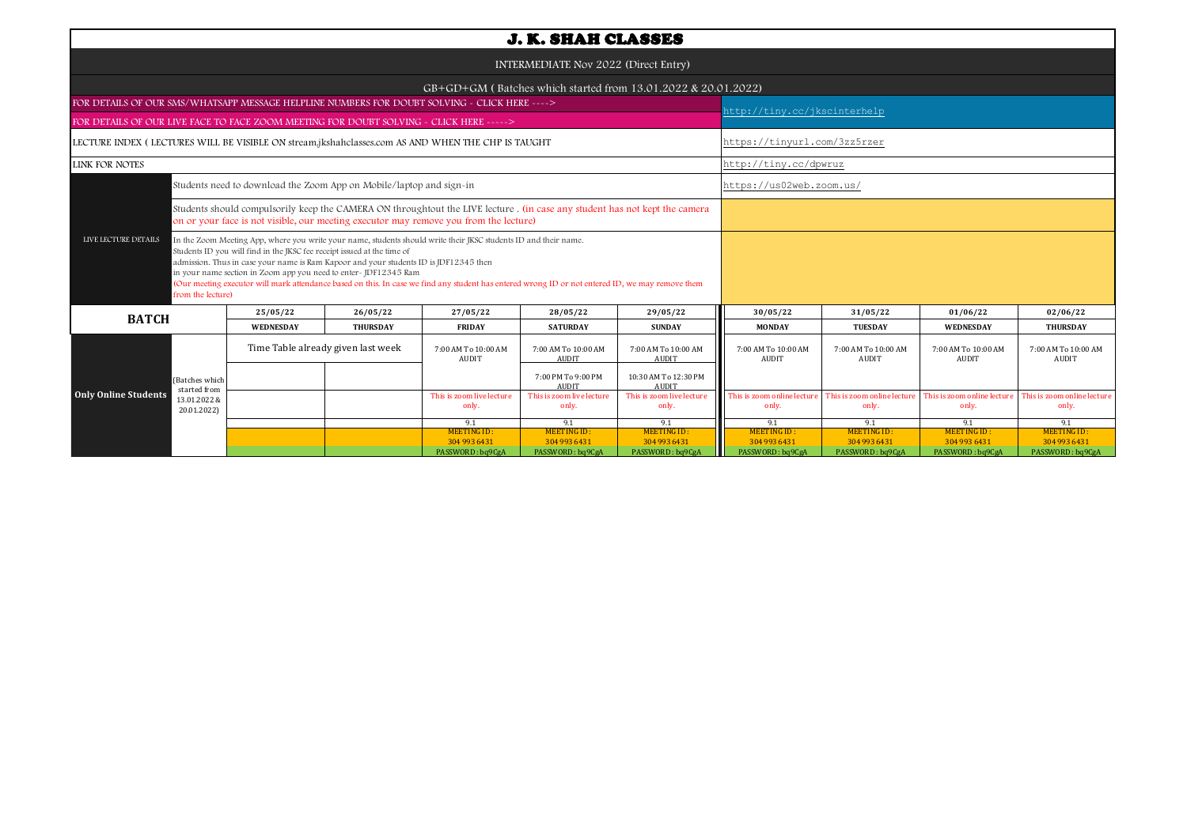# J. K. SHAH CLASSES

INTERMEDIATE Nov 2022 (Direct Entry)

GB+GD+GM ( Batches which started from 13.01.2022 & 20.01.2022)

| | |
|---|---|
| FOR DETAILS OF OUR SMS/WHATSAPP MESSAGE HELPLINE NUMBERS FOR DOUBT SOLVING - CLICK HERE ----> FOR DETAILS OF OUR LIVE FACE TO FACE ZOOM MEETING FOR DOUBT SOLVING - CLICK HERE -----> | http://tiny.cc/jkscinterhelp |
| LECTURE INDEX ( LECTURES WILL BE VISIBLE ON stream.jkshahclasses.com AS AND WHEN THE CHP IS TAUGHT | https://tinyurl.com/3zz5rzer |
| LINK FOR NOTES | http://tiny.cc/dpwruz |

| | | |
|---|---|---|
| LIVE LECTURE DETAILS | Students need to download the Zoom App on Mobile/laptop and sign-in | https://us02web.zoom.us/ |
| | Students should compulsorily keep the CAMERA ON throughtout the LIVE lecture . (in case any student has not kept the camera on or your face is not visible, our meeting executor may remove you from the lecture) | |
| | In the Zoom Meeting App, where you write your name, students should write their JKSC students ID and their name. Students ID you will find in the JKSC fee receipt issued at the time of admission. Thus in case your name is Ram Kapoor and your students ID is JDF12345 then in your name section in Zoom app you need to enter- JDF12345 Ram (Our meeting executor will mark attendance based on this. In case we find any student has entered wrong ID or not entered ID, we may remove them from the lecture) | |

| BATCH | | 25/05/22 | 26/05/22 | 27/05/22 | 28/05/22 | 29/05/22 | 30/05/22 | 31/05/22 | 01/06/22 | 02/06/22 |
|---|---|---|---|---|---|---|---|---|---|---|
| | | WEDNESDAY | THURSDAY | FRIDAY | SATURDAY | SUNDAY | MONDAY | TUESDAY | WEDNESDAY | THURSDAY |
| Only Online Students | (Batches which started from 13.01.2022 & 20.01.2022) | Time Table already given last week | | 7:00 AM To 10:00 AM AUDIT | 7:00 AM To 10:00 AM AUDIT | 7:00 AM To 10:00 AM AUDIT | 7:00 AM To 10:00 AM AUDIT | 7:00 AM To 10:00 AM AUDIT | 7:00 AM To 10:00 AM AUDIT | 7:00 AM To 10:00 AM AUDIT |
| | | | | | 7:00 PM To 9:00 PM AUDIT | 10:30 AM To 12:30 PM AUDIT | | | | |
| | | | | This is zoom live lecture only. | This is zoom live lecture only. | This is zoom live lecture only. | This is zoom online lecture only. | This is zoom online lecture only. | This is zoom online lecture only. | This is zoom online lecture only. |
| | | | | 9.1 | 9.1 | 9.1 | 9.1 | 9.1 | 9.1 | 9.1 |
| | | | | MEETING ID : 304 993 6431 | MEETING ID : 304 993 6431 | MEETING ID : 304 993 6431 | MEETING ID : 304 993 6431 | MEETING ID : 304 993 6431 | MEETING ID : 304 993 6431 | MEETING ID : 304 993 6431 |
| | | | | PASSWORD : bq9CgA | PASSWORD : bq9CgA | PASSWORD : bq9CgA | PASSWORD : bq9CgA | PASSWORD : bq9CgA | PASSWORD : bq9CgA | PASSWORD : bq9CgA |